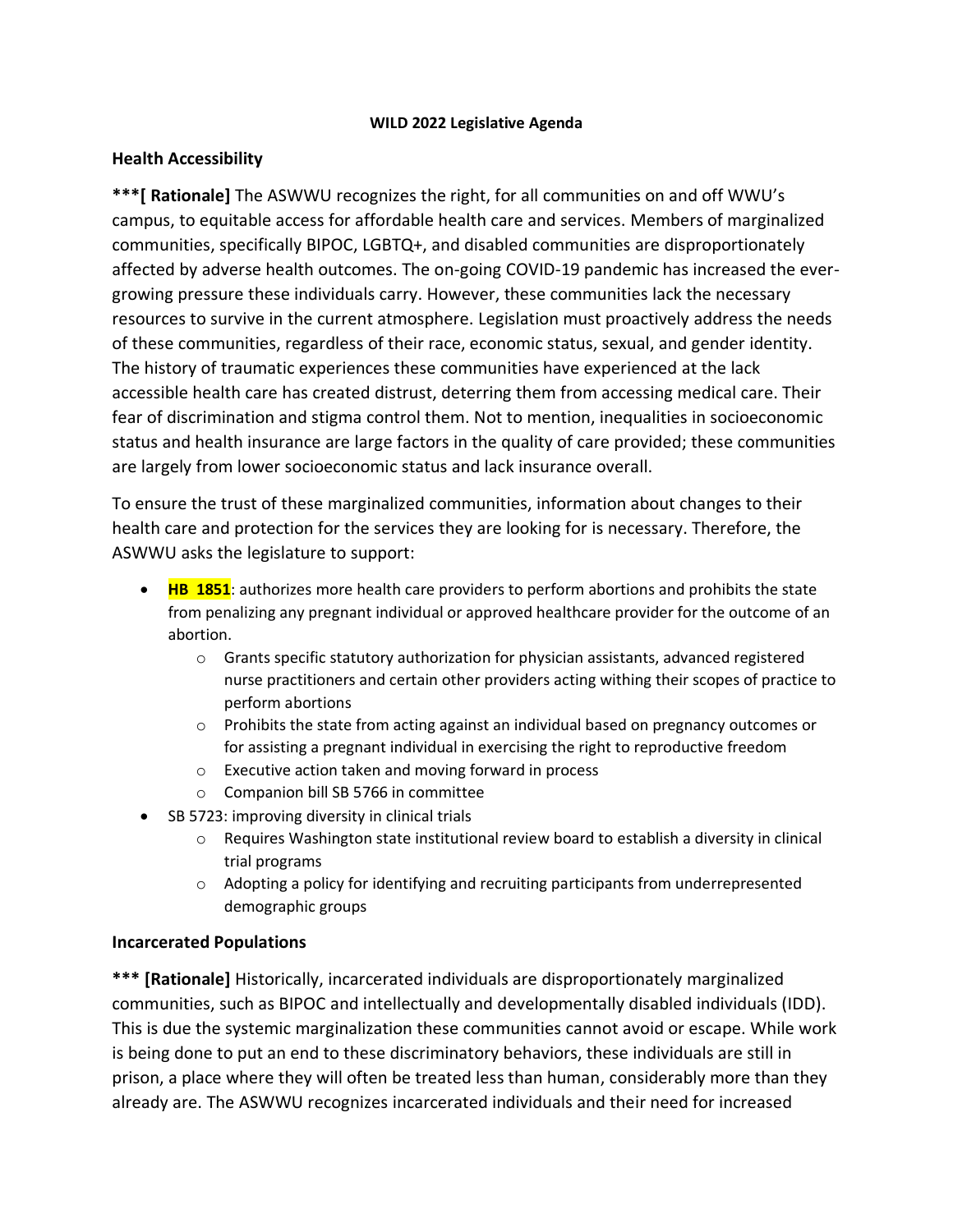**WILD 2022 Legislative Agenda**

## Health Accessibility

**\*\*\*[ Rationale]** The ASWWU recognizes the right, for all communities on and off WWU's campus, to equitable access for affordable health care and services. Members of marginalized communities, specifically BIPOC, LGBTQ+, and disabled communities are disproportionately affected by adverse health outcomes. The on-going COVID-19 pandemic has increased the ever-growing pressure these individuals carry. However, these communities lack the necessary resources to survive in the current atmosphere. Legislation must proactively address the needs of these communities, regardless of their race, economic status, sexual, and gender identity. The history of traumatic experiences these communities have experienced at the lack accessible health care has created distrust, deterring them from accessing medical care. Their fear of discrimination and stigma control them. Not to mention, inequalities in socioeconomic status and health insurance are large factors in the quality of care provided; these communities are largely from lower socioeconomic status and lack insurance overall.

To ensure the trust of these marginalized communities, information about changes to their health care and protection for the services they are looking for is necessary. Therefore, the ASWWU asks the legislature to support:

- **HB 1851**: authorizes more health care providers to perform abortions and prohibits the state from penalizing any pregnant individual or approved healthcare provider for the outcome of an abortion.
    - Grants specific statutory authorization for physician assistants, advanced registered nurse practitioners and certain other providers acting withing their scopes of practice to perform abortions
    - Prohibits the state from acting against an individual based on pregnancy outcomes or for assisting a pregnant individual in exercising the right to reproductive freedom
    - Executive action taken and moving forward in process
    - Companion bill SB 5766 in committee
- SB 5723: improving diversity in clinical trials
    - Requires Washington state institutional review board to establish a diversity in clinical trial programs
    - Adopting a policy for identifying and recruiting participants from underrepresented demographic groups

## Incarcerated Populations

**\*\*\* [Rationale]** Historically, incarcerated individuals are disproportionately marginalized communities, such as BIPOC and intellectually and developmentally disabled individuals (IDD). This is due the systemic marginalization these communities cannot avoid or escape. While work is being done to put an end to these discriminatory behaviors, these individuals are still in prison, a place where they will often be treated less than human, considerably more than they already are. The ASWWU recognizes incarcerated individuals and their need for increased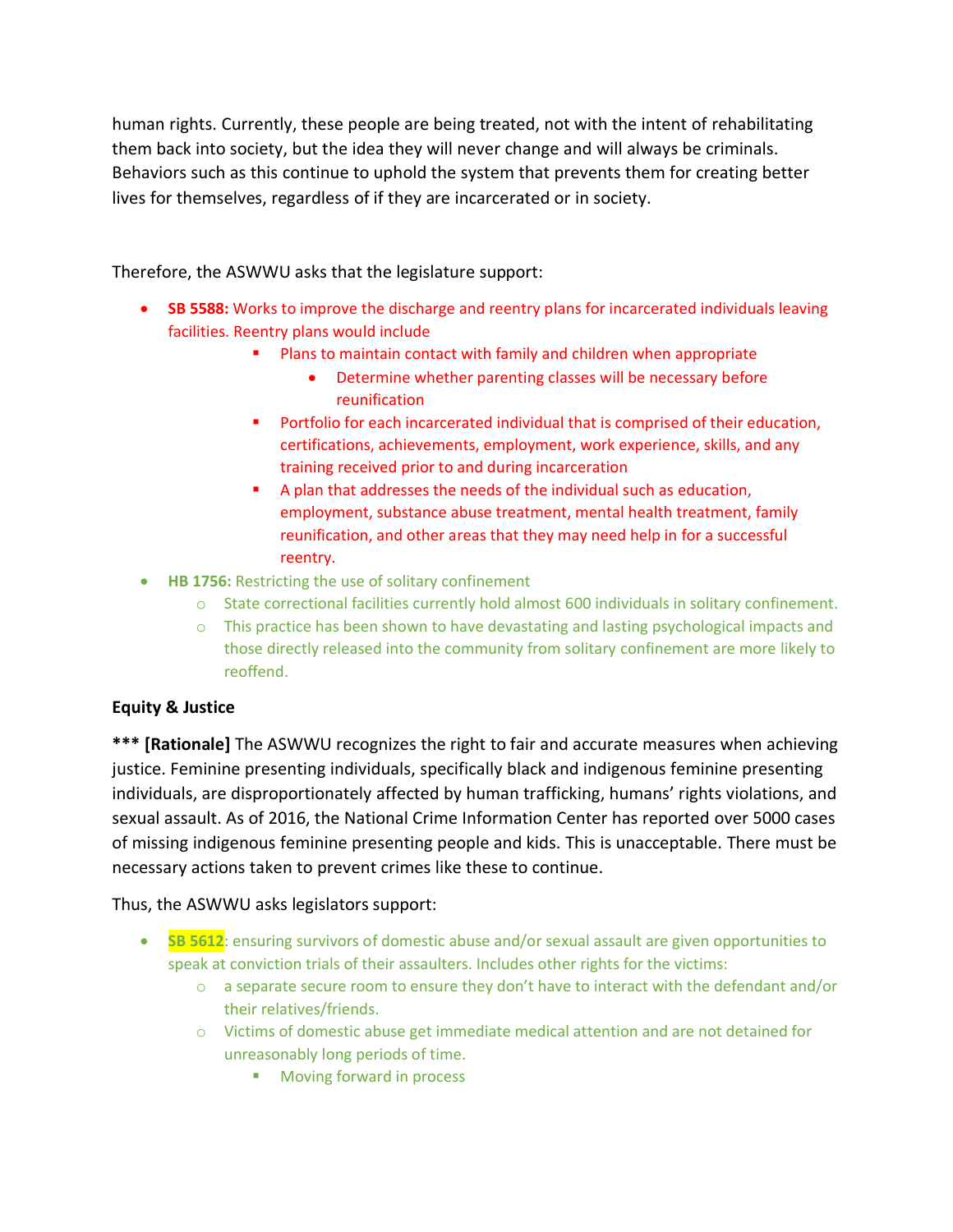human rights. Currently, these people are being treated, not with the intent of rehabilitating them back into society, but the idea they will never change and will always be criminals. Behaviors such as this continue to uphold the system that prevents them for creating better lives for themselves, regardless of if they are incarcerated or in society.

Therefore, the ASWWU asks that the legislature support:

- **SB 5588:** Works to improve the discharge and reentry plans for incarcerated individuals leaving facilities. Reentry plans would include
    - Plans to maintain contact with family and children when appropriate
        - Determine whether parenting classes will be necessary before reunification
    - Portfolio for each incarcerated individual that is comprised of their education, certifications, achievements, employment, work experience, skills, and any training received prior to and during incarceration
    - A plan that addresses the needs of the individual such as education, employment, substance abuse treatment, mental health treatment, family reunification, and other areas that they may need help in for a successful reentry.
- **HB 1756:** Restricting the use of solitary confinement
    - State correctional facilities currently hold almost 600 individuals in solitary confinement.
    - This practice has been shown to have devastating and lasting psychological impacts and those directly released into the community from solitary confinement are more likely to reoffend.

**Equity & Justice**

**\*\*\* [Rationale]** The ASWWU recognizes the right to fair and accurate measures when achieving justice. Feminine presenting individuals, specifically black and indigenous feminine presenting individuals, are disproportionately affected by human trafficking, humans' rights violations, and sexual assault. As of 2016, the National Crime Information Center has reported over 5000 cases of missing indigenous feminine presenting people and kids. This is unacceptable. There must be necessary actions taken to prevent crimes like these to continue.

Thus, the ASWWU asks legislators support:

- **SB 5612**: ensuring survivors of domestic abuse and/or sexual assault are given opportunities to speak at conviction trials of their assaulters. Includes other rights for the victims:
    - a separate secure room to ensure they don't have to interact with the defendant and/or their relatives/friends.
    - Victims of domestic abuse get immediate medical attention and are not detained for unreasonably long periods of time.
        - Moving forward in process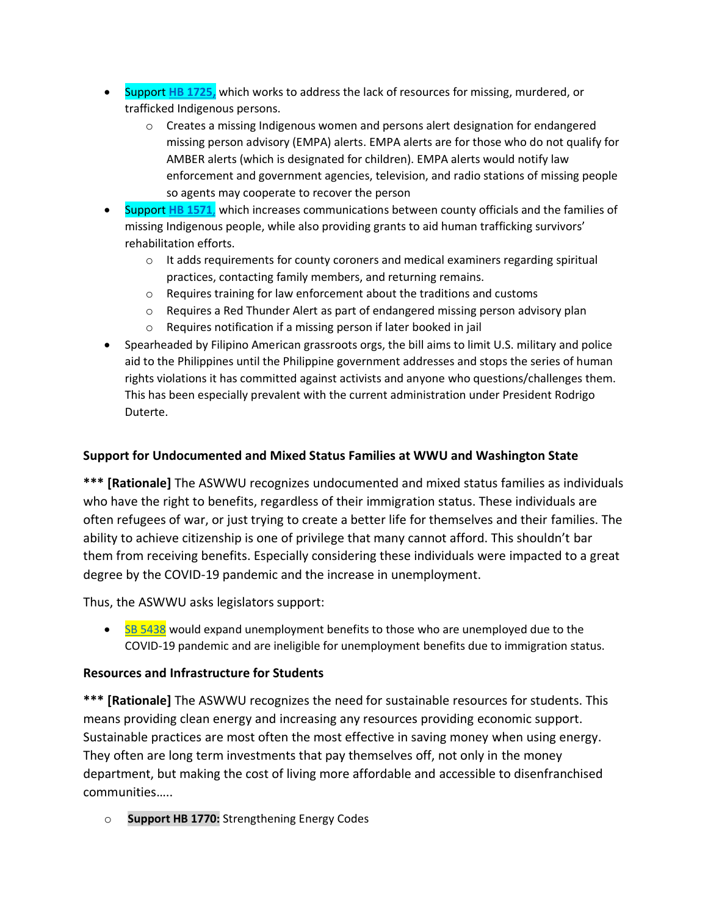- Support HB 1725, which works to address the lack of resources for missing, murdered, or trafficked Indigenous persons.
    - Creates a missing Indigenous women and persons alert designation for endangered missing person advisory (EMPA) alerts. EMPA alerts are for those who do not qualify for AMBER alerts (which is designated for children). EMPA alerts would notify law enforcement and government agencies, television, and radio stations of missing people so agents may cooperate to recover the person
- Support HB 1571, which increases communications between county officials and the families of missing Indigenous people, while also providing grants to aid human trafficking survivors' rehabilitation efforts.
    - It adds requirements for county coroners and medical examiners regarding spiritual practices, contacting family members, and returning remains.
    - Requires training for law enforcement about the traditions and customs
    - Requires a Red Thunder Alert as part of endangered missing person advisory plan
    - Requires notification if a missing person if later booked in jail
- Spearheaded by Filipino American grassroots orgs, the bill aims to limit U.S. military and police aid to the Philippines until the Philippine government addresses and stops the series of human rights violations it has committed against activists and anyone who questions/challenges them. This has been especially prevalent with the current administration under President Rodrigo Duterte.

### Support for Undocumented and Mixed Status Families at WWU and Washington State

*** **[Rationale]** The ASWWU recognizes undocumented and mixed status families as individuals who have the right to benefits, regardless of their immigration status. These individuals are often refugees of war, or just trying to create a better life for themselves and their families. The ability to achieve citizenship is one of privilege that many cannot afford. This shouldn't bar them from receiving benefits. Especially considering these individuals were impacted to a great degree by the COVID-19 pandemic and the increase in unemployment.

Thus, the ASWWU asks legislators support:

- SB 5438 would expand unemployment benefits to those who are unemployed due to the COVID-19 pandemic and are ineligible for unemployment benefits due to immigration status.

### Resources and Infrastructure for Students

*** **[Rationale]** The ASWWU recognizes the need for sustainable resources for students. This means providing clean energy and increasing any resources providing economic support. Sustainable practices are most often the most effective in saving money when using energy. They often are long term investments that pay themselves off, not only in the money department, but making the cost of living more affordable and accessible to disenfranchised communities…..

- **Support HB 1770:** Strengthening Energy Codes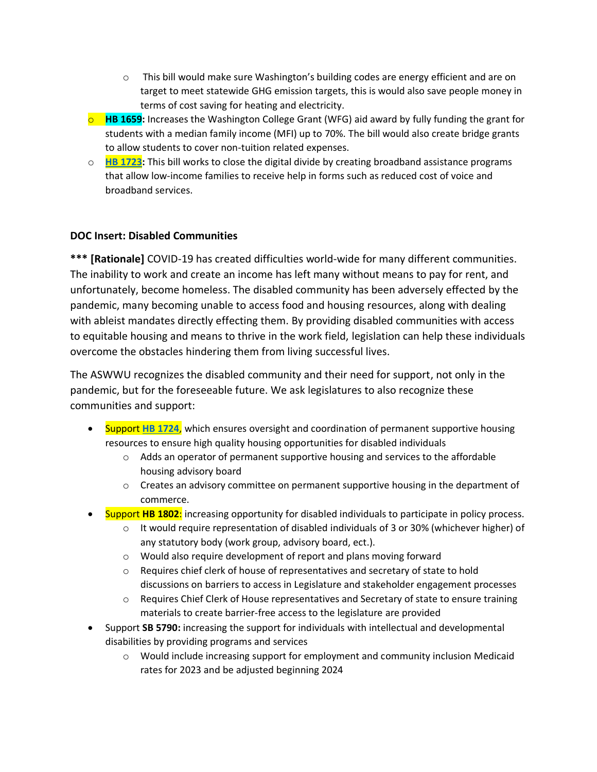- This bill would make sure Washington's building codes are energy efficient and are on target to meet statewide GHG emission targets, this is would also save people money in terms of cost saving for heating and electricity.

- **HB 1659:** Increases the Washington College Grant (WFG) aid award by fully funding the grant for students with a median family income (MFI) up to 70%. The bill would also create bridge grants to allow students to cover non-tuition related expenses.
- **HB 1723:** This bill works to close the digital divide by creating broadband assistance programs that allow low-income families to receive help in forms such as reduced cost of voice and broadband services.

**DOC Insert: Disabled Communities**

**\*\*\* [Rationale]** COVID-19 has created difficulties world-wide for many different communities. The inability to work and create an income has left many without means to pay for rent, and unfortunately, become homeless. The disabled community has been adversely effected by the pandemic, many becoming unable to access food and housing resources, along with dealing with ableist mandates directly effecting them. By providing disabled communities with access to equitable housing and means to thrive in the work field, legislation can help these individuals overcome the obstacles hindering them from living successful lives.

The ASWWU recognizes the disabled community and their need for support, not only in the pandemic, but for the foreseeable future. We ask legislatures to also recognize these communities and support:

- Support HB 1724, which ensures oversight and coordination of permanent supportive housing resources to ensure high quality housing opportunities for disabled individuals
  - Adds an operator of permanent supportive housing and services to the affordable housing advisory board
  - Creates an advisory committee on permanent supportive housing in the department of commerce.
- Support **HB 1802**: increasing opportunity for disabled individuals to participate in policy process.
  - It would require representation of disabled individuals of 3 or 30% (whichever higher) of any statutory body (work group, advisory board, ect.).
  - Would also require development of report and plans moving forward
  - Requires chief clerk of house of representatives and secretary of state to hold discussions on barriers to access in Legislature and stakeholder engagement processes
  - Requires Chief Clerk of House representatives and Secretary of state to ensure training materials to create barrier-free access to the legislature are provided
- Support **SB 5790:** increasing the support for individuals with intellectual and developmental disabilities by providing programs and services
  - Would include increasing support for employment and community inclusion Medicaid rates for 2023 and be adjusted beginning 2024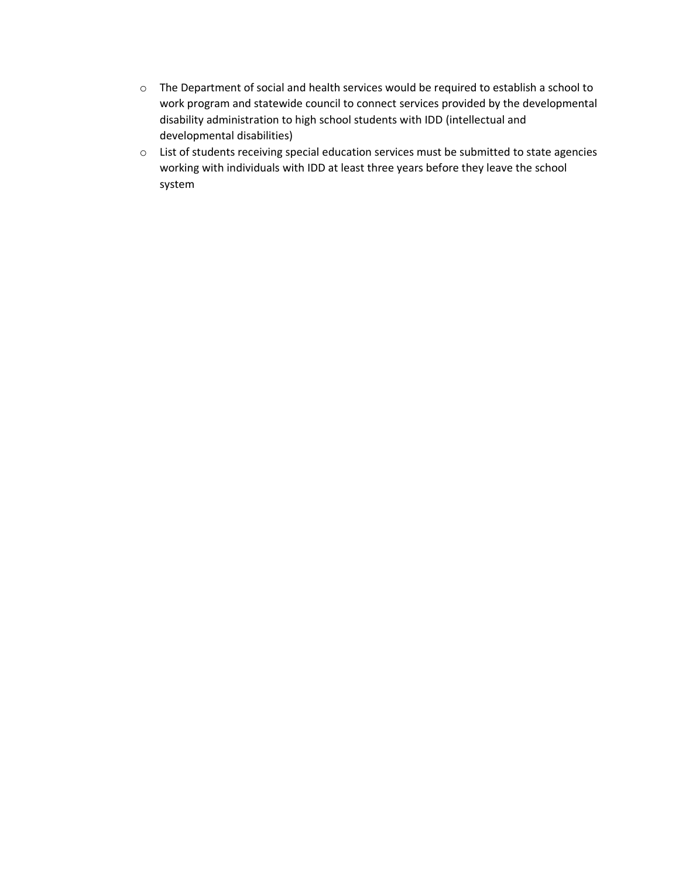- The Department of social and health services would be required to establish a school to work program and statewide council to connect services provided by the developmental disability administration to high school students with IDD (intellectual and developmental disabilities)
- List of students receiving special education services must be submitted to state agencies working with individuals with IDD at least three years before they leave the school system